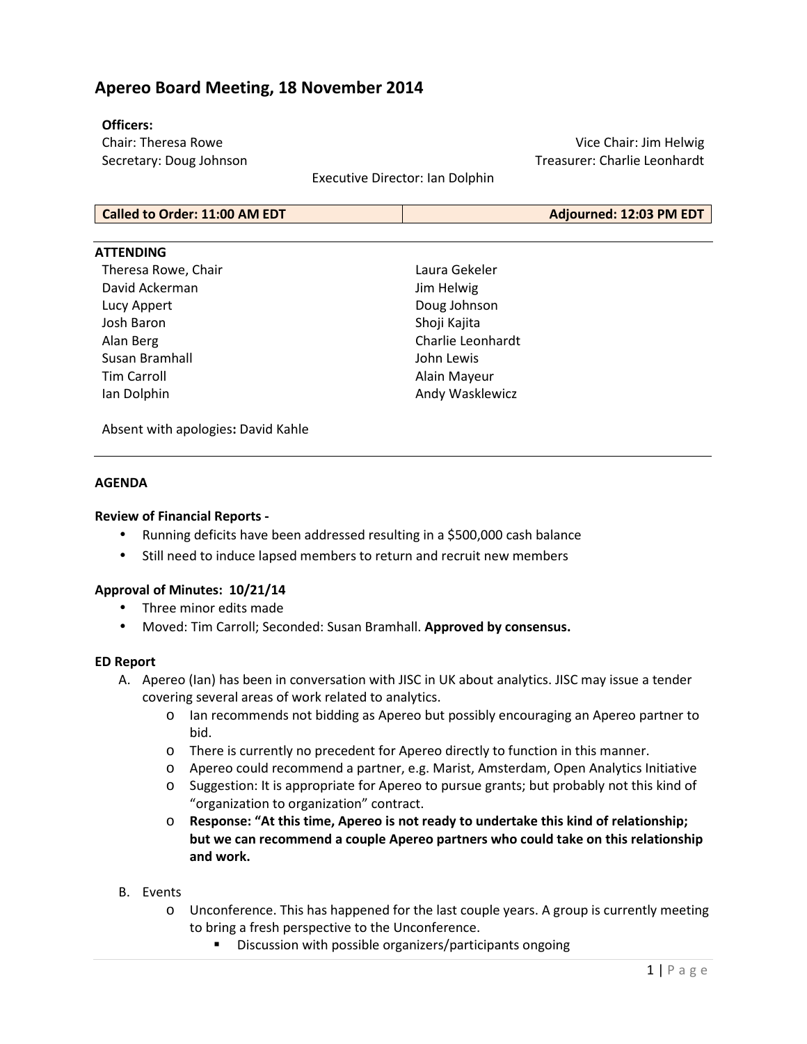# Apereo Board Meeting, 18 November 2014

**Officers:**

Chair: Theresa Rowe
Vice Chair: Jim Helwig
Secretary: Doug Johnson
Treasurer: Charlie Leonhardt
Executive Director: Ian Dolphin

| Called to Order: 11:00 AM EDT | Adjourned: 12:03 PM EDT |
|---|---|

**ATTENDING**

Theresa Rowe, Chair
David Ackerman
Lucy Appert
Josh Baron
Alan Berg
Susan Bramhall
Tim Carroll
Ian Dolphin
Laura Gekeler
Jim Helwig
Doug Johnson
Shoji Kajita
Charlie Leonhardt
John Lewis
Alain Mayeur
Andy Wasklewicz

Absent with apologies**:** David Kahle

---

**AGENDA**

**Review of Financial Reports -**

- Running deficits have been addressed resulting in a $500,000 cash balance
- Still need to induce lapsed members to return and recruit new members

**Approval of Minutes: 10/21/14**

- Three minor edits made
- Moved: Tim Carroll; Seconded: Susan Bramhall. **Approved by consensus.**

**ED Report**

A. Apereo (Ian) has been in conversation with JISC in UK about analytics. JISC may issue a tender covering several areas of work related to analytics.
   - Ian recommends not bidding as Apereo but possibly encouraging an Apereo partner to bid.
   - There is currently no precedent for Apereo directly to function in this manner.
   - Apereo could recommend a partner, e.g. Marist, Amsterdam, Open Analytics Initiative
   - Suggestion: It is appropriate for Apereo to pursue grants; but probably not this kind of "organization to organization" contract.
   - **Response: "At this time, Apereo is not ready to undertake this kind of relationship; but we can recommend a couple Apereo partners who could take on this relationship and work.**

B. Events
   - Unconference. This has happened for the last couple years. A group is currently meeting to bring a fresh perspective to the Unconference.
     - Discussion with possible organizers/participants ongoing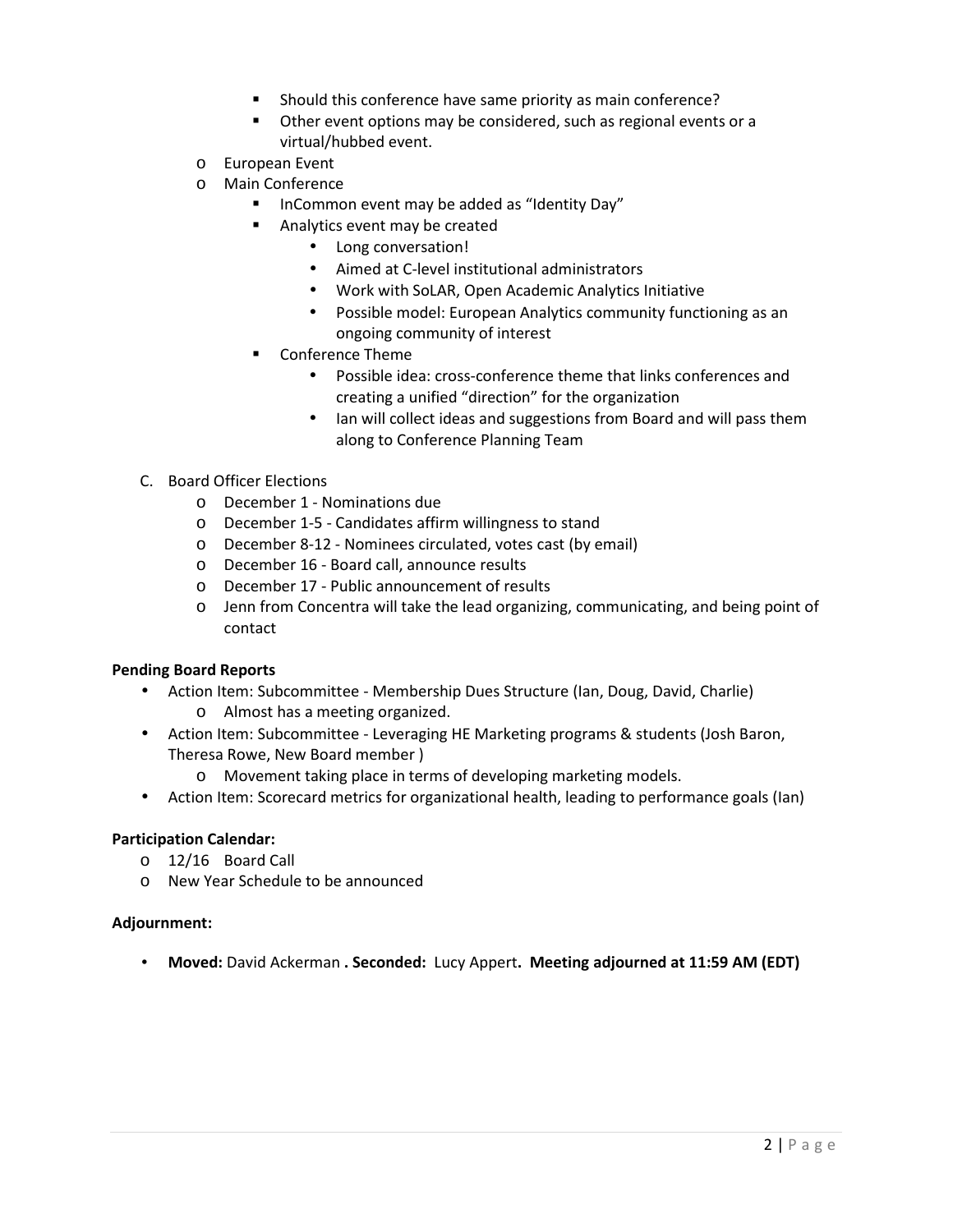- Should this conference have same priority as main conference?
        - Other event options may be considered, such as regional events or a virtual/hubbed event.
    - European Event
    - Main Conference
        - InCommon event may be added as "Identity Day"
        - Analytics event may be created
            - Long conversation!
            - Aimed at C-level institutional administrators
            - Work with SoLAR, Open Academic Analytics Initiative
            - Possible model: European Analytics community functioning as an ongoing community of interest
        - Conference Theme
            - Possible idea: cross-conference theme that links conferences and creating a unified "direction" for the organization
            - Ian will collect ideas and suggestions from Board and will pass them along to Conference Planning Team

C. Board Officer Elections
- December 1 - Nominations due
- December 1-5 - Candidates affirm willingness to stand
- December 8-12 - Nominees circulated, votes cast (by email)
- December 16 - Board call, announce results
- December 17 - Public announcement of results
- Jenn from Concentra will take the lead organizing, communicating, and being point of contact

**Pending Board Reports**

- Action Item: Subcommittee - Membership Dues Structure (Ian, Doug, David, Charlie)
    - Almost has a meeting organized.
- Action Item: Subcommittee - Leveraging HE Marketing programs & students (Josh Baron, Theresa Rowe, New Board member )
    - Movement taking place in terms of developing marketing models.
- Action Item: Scorecard metrics for organizational health, leading to performance goals (Ian)

**Participation Calendar:**

- 12/16 Board Call
- New Year Schedule to be announced

**Adjournment:**

- **Moved:** David Ackerman **. Seconded:** Lucy Appert**. Meeting adjourned at 11:59 AM (EDT)**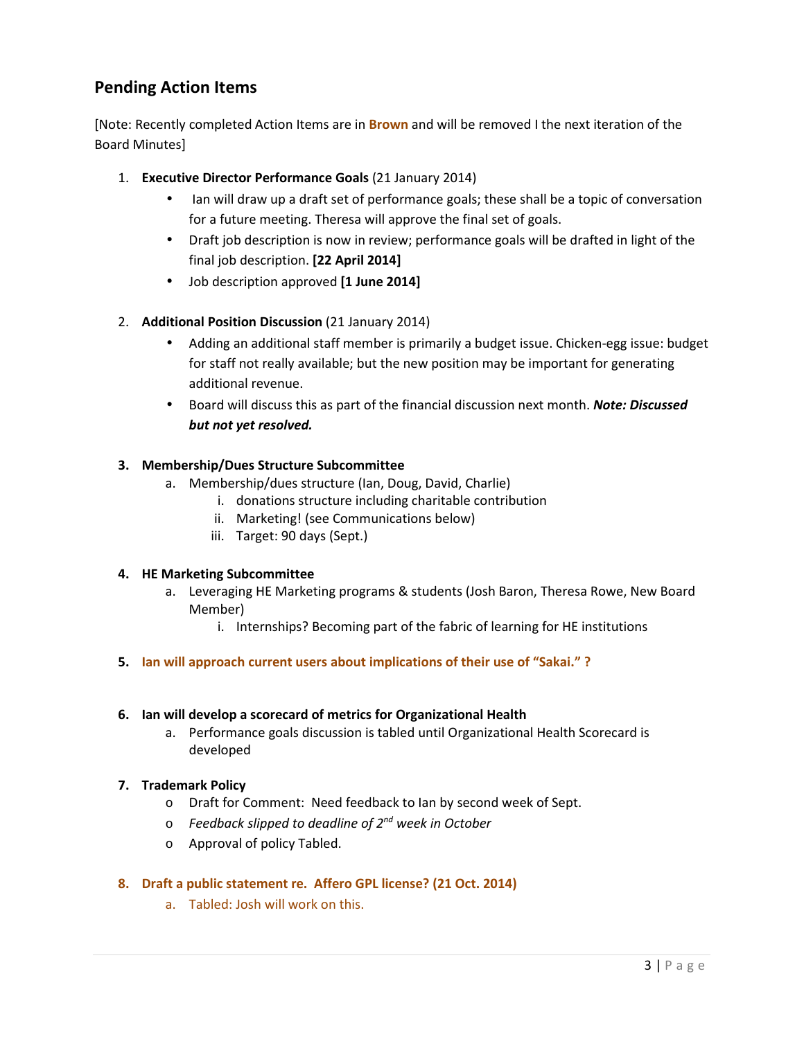## Pending Action Items

[Note: Recently completed Action Items are in **Brown** and will be removed I the next iteration of the Board Minutes]

1. **Executive Director Performance Goals** (21 January 2014)
   - Ian will draw up a draft set of performance goals; these shall be a topic of conversation for a future meeting. Theresa will approve the final set of goals.
   - Draft job description is now in review; performance goals will be drafted in light of the final job description. **[22 April 2014]**
   - Job description approved **[1 June 2014]**

2. **Additional Position Discussion** (21 January 2014)
   - Adding an additional staff member is primarily a budget issue. Chicken-egg issue: budget for staff not really available; but the new position may be important for generating additional revenue.
   - Board will discuss this as part of the financial discussion next month. ***Note: Discussed but not yet resolved.***

3. **Membership/Dues Structure Subcommittee**
   a. Membership/dues structure (Ian, Doug, David, Charlie)
      i. donations structure including charitable contribution
      ii. Marketing! (see Communications below)
      iii. Target: 90 days (Sept.)

4. **HE Marketing Subcommittee**
   a. Leveraging HE Marketing programs & students (Josh Baron, Theresa Rowe, New Board Member)
      i. Internships? Becoming part of the fabric of learning for HE institutions

5. **Ian will approach current users about implications of their use of "Sakai." ?**

6. **Ian will develop a scorecard of metrics for Organizational Health**
   a. Performance goals discussion is tabled until Organizational Health Scorecard is developed

7. **Trademark Policy**
   - Draft for Comment: Need feedback to Ian by second week of Sept.
   - *Feedback slipped to deadline of 2nd week in October*
   - Approval of policy Tabled.

8. **Draft a public statement re. Affero GPL license? (21 Oct. 2014)**
   a. Tabled: Josh will work on this.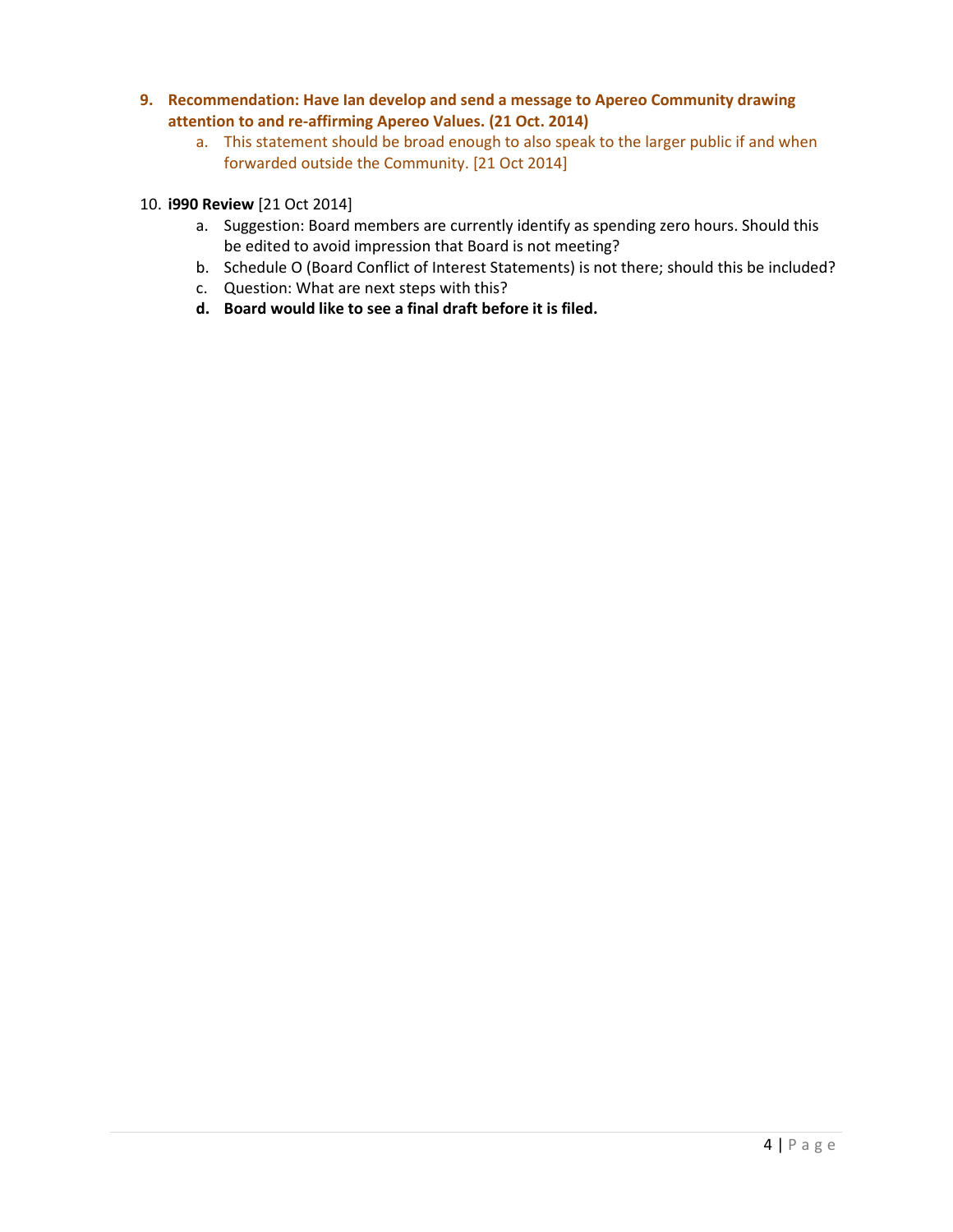9. **Recommendation: Have Ian develop and send a message to Apereo Community drawing attention to and re-affirming Apereo Values. (21 Oct. 2014)**
    a. This statement should be broad enough to also speak to the larger public if and when forwarded outside the Community. [21 Oct 2014]

10. **i990 Review** [21 Oct 2014]
    a. Suggestion: Board members are currently identify as spending zero hours. Should this be edited to avoid impression that Board is not meeting?
    b. Schedule O (Board Conflict of Interest Statements) is not there; should this be included?
    c. Question: What are next steps with this?
    d. **Board would like to see a final draft before it is filed.**